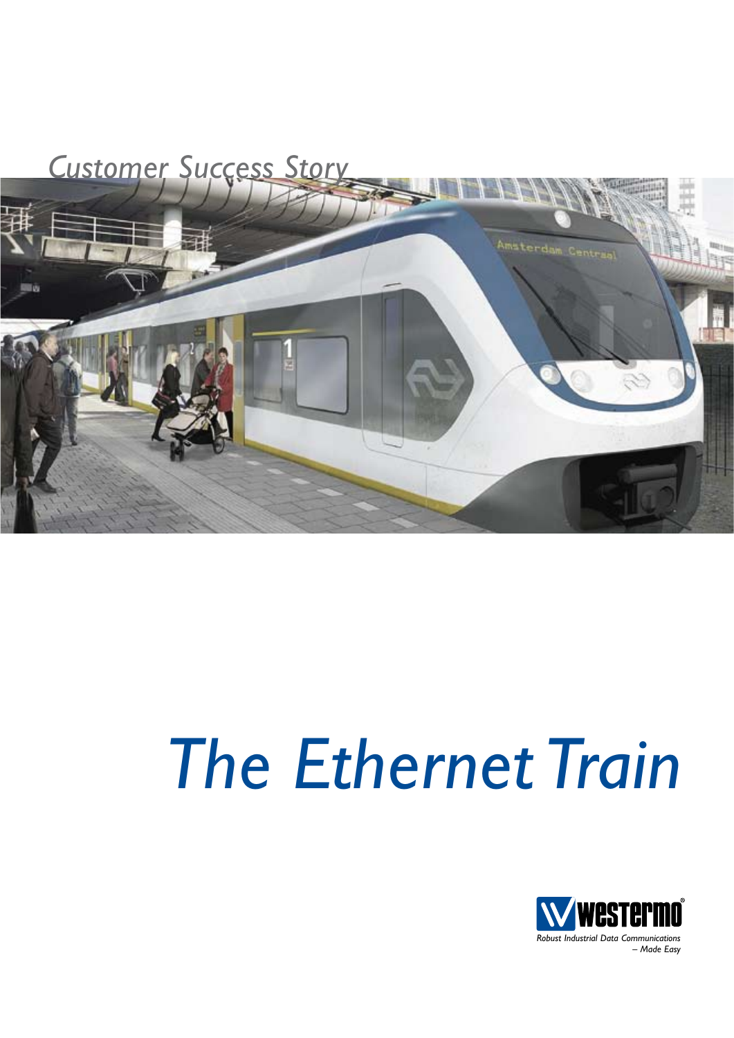*Customer Success Story*

# *The Ethernet Train*

westermo

*Robust Industrial Data Communications – Made Easy*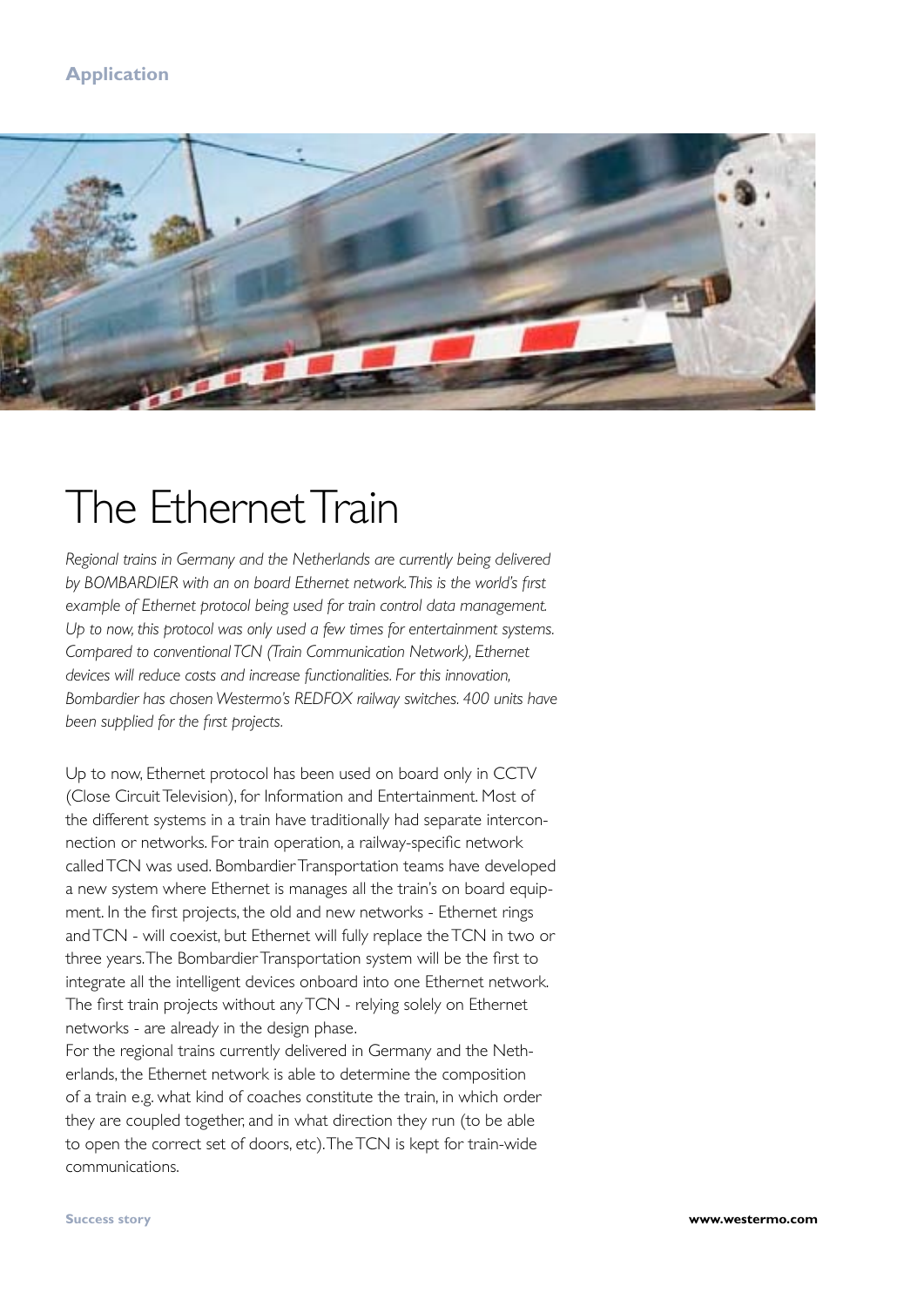**Application**

# The Ethernet Train

*Regional trains in Germany and the Netherlands are currently being delivered by BOMBARDIER with an on board Ethernet network. This is the world's first example of Ethernet protocol being used for train control data management. Up to now, this protocol was only used a few times for entertainment systems. Compared to conventional TCN (Train Communication Network), Ethernet devices will reduce costs and increase functionalities. For this innovation, Bombardier has chosen Westermo's REDFOX railway switches. 400 units have been supplied for the first projects.*

Up to now, Ethernet protocol has been used on board only in CCTV (Close Circuit Television), for Information and Entertainment. Most of the different systems in a train have traditionally had separate interconnection or networks. For train operation, a railway-specific network called TCN was used. Bombardier Transportation teams have developed a new system where Ethernet is manages all the train's on board equipment. In the first projects, the old and new networks - Ethernet rings and TCN - will coexist, but Ethernet will fully replace the TCN in two or three years. The Bombardier Transportation system will be the first to integrate all the intelligent devices onboard into one Ethernet network. The first train projects without any TCN - relying solely on Ethernet networks - are already in the design phase.

For the regional trains currently delivered in Germany and the Netherlands, the Ethernet network is able to determine the composition of a train e.g. what kind of coaches constitute the train, in which order they are coupled together, and in what direction they run (to be able to open the correct set of doors, etc). The TCN is kept for train-wide communications.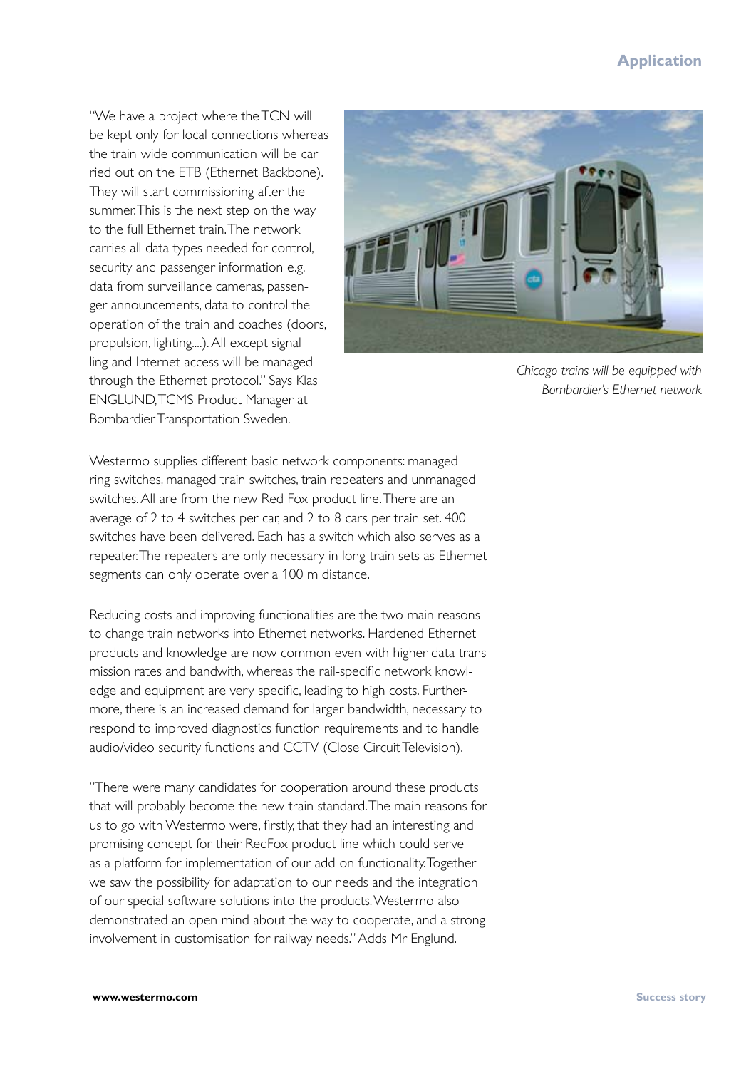"We have a project where the TCN will be kept only for local connections whereas the train-wide communication will be carried out on the ETB (Ethernet Backbone). They will start commissioning after the summer. This is the next step on the way to the full Ethernet train. The network carries all data types needed for control, security and passenger information e.g. data from surveillance cameras, passenger announcements, data to control the operation of the train and coaches (doors, propulsion, lighting....). All except signalling and Internet access will be managed through the Ethernet protocol." Says Klas ENGLUND, TCMS Product Manager at Bombardier Transportation Sweden.

*Chicago trains will be equipped with Bombardier's Ethernet network*

Westermo supplies different basic network components: managed ring switches, managed train switches, train repeaters and unmanaged switches. All are from the new Red Fox product line. There are an average of 2 to 4 switches per car, and 2 to 8 cars per train set. 400 switches have been delivered. Each has a switch which also serves as a repeater. The repeaters are only necessary in long train sets as Ethernet segments can only operate over a 100 m distance.

Reducing costs and improving functionalities are the two main reasons to change train networks into Ethernet networks. Hardened Ethernet products and knowledge are now common even with higher data transmission rates and bandwith, whereas the rail-specific network knowledge and equipment are very specific, leading to high costs. Furthermore, there is an increased demand for larger bandwidth, necessary to respond to improved diagnostics function requirements and to handle audio/video security functions and CCTV (Close Circuit Television).

"There were many candidates for cooperation around these products that will probably become the new train standard. The main reasons for us to go with Westermo were, firstly, that they had an interesting and promising concept for their RedFox product line which could serve as a platform for implementation of our add-on functionality. Together we saw the possibility for adaptation to our needs and the integration of our special software solutions into the products. Westermo also demonstrated an open mind about the way to cooperate, and a strong involvement in customisation for railway needs." Adds Mr Englund.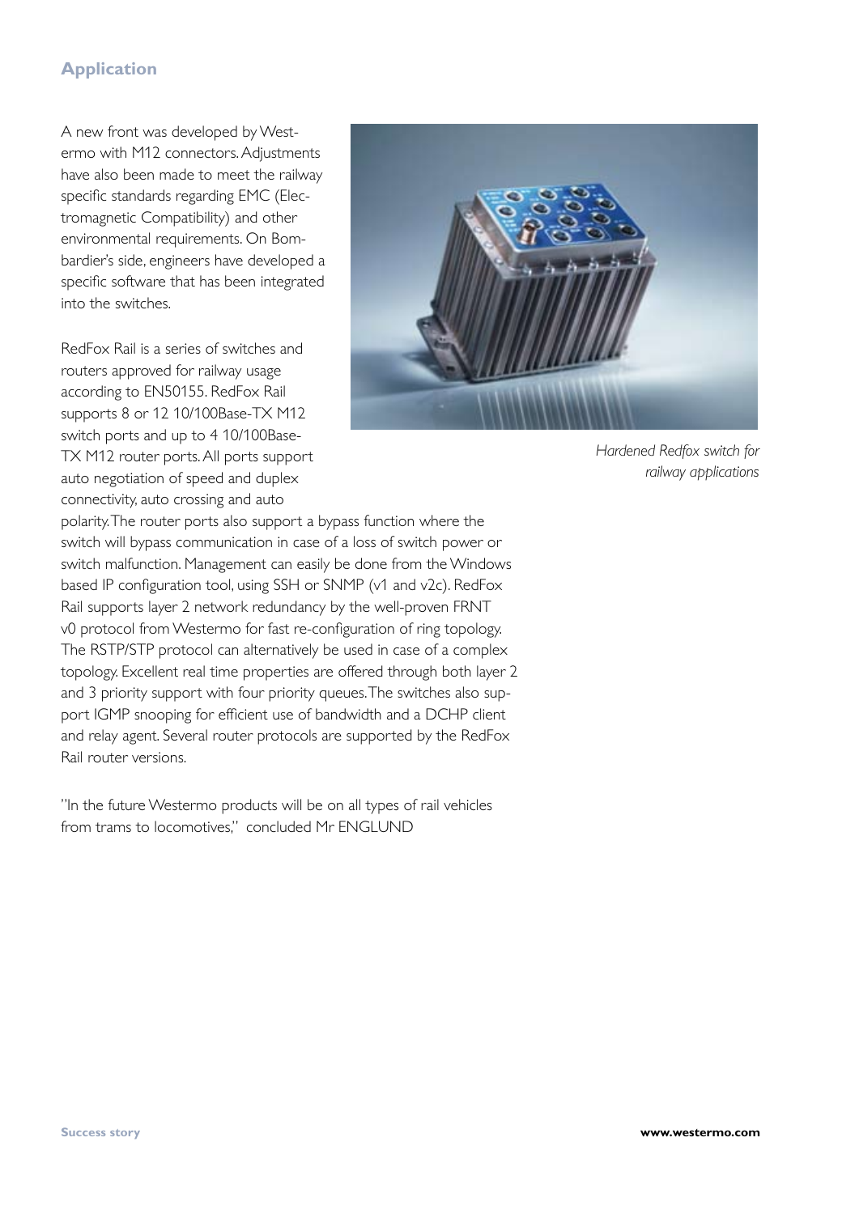## Application

A new front was developed by Westermo with M12 connectors. Adjustments have also been made to meet the railway specific standards regarding EMC (Electromagnetic Compatibility) and other environmental requirements. On Bombardier's side, engineers have developed a specific software that has been integrated into the switches.

RedFox Rail is a series of switches and routers approved for railway usage according to EN50155. RedFox Rail supports 8 or 12 10/100Base-TX M12 switch ports and up to 4 10/100Base-TX M12 router ports. All ports support auto negotiation of speed and duplex connectivity, auto crossing and auto polarity. The router ports also support a bypass function where the switch will bypass communication in case of a loss of switch power or switch malfunction. Management can easily be done from the Windows based IP configuration tool, using SSH or SNMP (v1 and v2c). RedFox Rail supports layer 2 network redundancy by the well-proven FRNT v0 protocol from Westermo for fast re-configuration of ring topology. The RSTP/STP protocol can alternatively be used in case of a complex topology. Excellent real time properties are offered through both layer 2 and 3 priority support with four priority queues. The switches also support IGMP snooping for efficient use of bandwidth and a DCHP client and relay agent. Several router protocols are supported by the RedFox Rail router versions.

*Hardened Redfox switch for railway applications*

"In the future Westermo products will be on all types of rail vehicles from trams to locomotives," concluded Mr ENGLUND